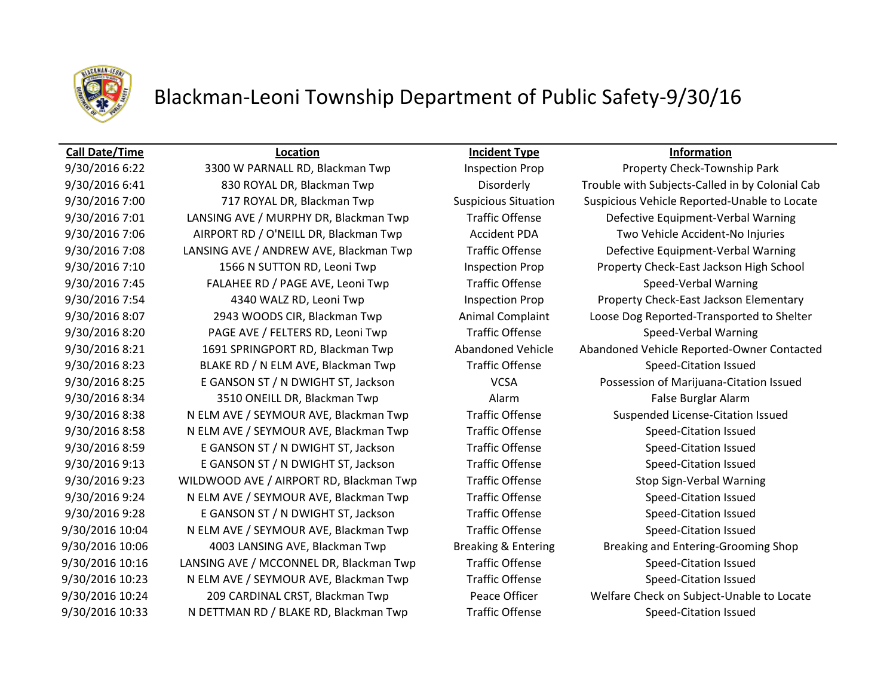# Blackman-Leoni Township Department of Public Safety-9/30/16

| Call Date/Time | Location | Incident Type | Information |
|---|---|---|---|
| 9/30/2016 6:22 | 3300 W PARNALL RD, Blackman Twp | Inspection Prop | Property Check-Township Park |
| 9/30/2016 6:41 | 830 ROYAL DR, Blackman Twp | Disorderly | Trouble with Subjects-Called in by Colonial Cab |
| 9/30/2016 7:00 | 717 ROYAL DR, Blackman Twp | Suspicious Situation | Suspicious Vehicle Reported-Unable to Locate |
| 9/30/2016 7:01 | LANSING AVE / MURPHY DR, Blackman Twp | Traffic Offense | Defective Equipment-Verbal Warning |
| 9/30/2016 7:06 | AIRPORT RD / O'NEILL DR, Blackman Twp | Accident PDA | Two Vehicle Accident-No Injuries |
| 9/30/2016 7:08 | LANSING AVE / ANDREW AVE, Blackman Twp | Traffic Offense | Defective Equipment-Verbal Warning |
| 9/30/2016 7:10 | 1566 N SUTTON RD, Leoni Twp | Inspection Prop | Property Check-East Jackson High School |
| 9/30/2016 7:45 | FALAHEE RD / PAGE AVE, Leoni Twp | Traffic Offense | Speed-Verbal Warning |
| 9/30/2016 7:54 | 4340 WALZ RD, Leoni Twp | Inspection Prop | Property Check-East Jackson Elementary |
| 9/30/2016 8:07 | 2943 WOODS CIR, Blackman Twp | Animal Complaint | Loose Dog Reported-Transported to Shelter |
| 9/30/2016 8:20 | PAGE AVE / FELTERS RD, Leoni Twp | Traffic Offense | Speed-Verbal Warning |
| 9/30/2016 8:21 | 1691 SPRINGPORT RD, Blackman Twp | Abandoned Vehicle | Abandoned Vehicle Reported-Owner Contacted |
| 9/30/2016 8:23 | BLAKE RD / N ELM AVE, Blackman Twp | Traffic Offense | Speed-Citation Issued |
| 9/30/2016 8:25 | E GANSON ST / N DWIGHT ST, Jackson | VCSA | Possession of Marijuana-Citation Issued |
| 9/30/2016 8:34 | 3510 ONEILL DR, Blackman Twp | Alarm | False Burglar Alarm |
| 9/30/2016 8:38 | N ELM AVE / SEYMOUR AVE, Blackman Twp | Traffic Offense | Suspended License-Citation Issued |
| 9/30/2016 8:58 | N ELM AVE / SEYMOUR AVE, Blackman Twp | Traffic Offense | Speed-Citation Issued |
| 9/30/2016 8:59 | E GANSON ST / N DWIGHT ST, Jackson | Traffic Offense | Speed-Citation Issued |
| 9/30/2016 9:13 | E GANSON ST / N DWIGHT ST, Jackson | Traffic Offense | Speed-Citation Issued |
| 9/30/2016 9:23 | WILDWOOD AVE / AIRPORT RD, Blackman Twp | Traffic Offense | Stop Sign-Verbal Warning |
| 9/30/2016 9:24 | N ELM AVE / SEYMOUR AVE, Blackman Twp | Traffic Offense | Speed-Citation Issued |
| 9/30/2016 9:28 | E GANSON ST / N DWIGHT ST, Jackson | Traffic Offense | Speed-Citation Issued |
| 9/30/2016 10:04 | N ELM AVE / SEYMOUR AVE, Blackman Twp | Traffic Offense | Speed-Citation Issued |
| 9/30/2016 10:06 | 4003 LANSING AVE, Blackman Twp | Breaking & Entering | Breaking and Entering-Grooming Shop |
| 9/30/2016 10:16 | LANSING AVE / MCCONNEL DR, Blackman Twp | Traffic Offense | Speed-Citation Issued |
| 9/30/2016 10:23 | N ELM AVE / SEYMOUR AVE, Blackman Twp | Traffic Offense | Speed-Citation Issued |
| 9/30/2016 10:24 | 209 CARDINAL CRST, Blackman Twp | Peace Officer | Welfare Check on Subject-Unable to Locate |
| 9/30/2016 10:33 | N DETTMAN RD / BLAKE RD, Blackman Twp | Traffic Offense | Speed-Citation Issued |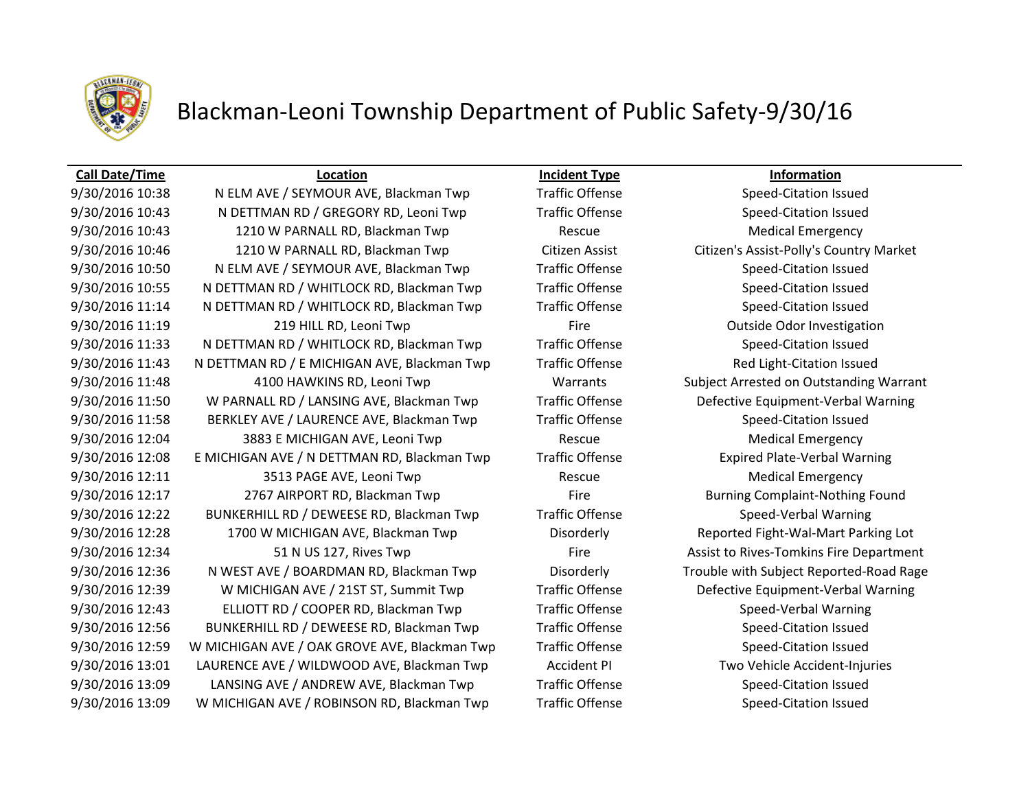# Blackman-Leoni Township Department of Public Safety-9/30/16

| Call Date/Time | Location | Incident Type | Information |
| --- | --- | --- | --- |
| 9/30/2016 10:38 | N ELM AVE / SEYMOUR AVE, Blackman Twp | Traffic Offense | Speed-Citation Issued |
| 9/30/2016 10:43 | N DETTMAN RD / GREGORY RD, Leoni Twp | Traffic Offense | Speed-Citation Issued |
| 9/30/2016 10:43 | 1210 W PARNALL RD, Blackman Twp | Rescue | Medical Emergency |
| 9/30/2016 10:46 | 1210 W PARNALL RD, Blackman Twp | Citizen Assist | Citizen's Assist-Polly's Country Market |
| 9/30/2016 10:50 | N ELM AVE / SEYMOUR AVE, Blackman Twp | Traffic Offense | Speed-Citation Issued |
| 9/30/2016 10:55 | N DETTMAN RD / WHITLOCK RD, Blackman Twp | Traffic Offense | Speed-Citation Issued |
| 9/30/2016 11:14 | N DETTMAN RD / WHITLOCK RD, Blackman Twp | Traffic Offense | Speed-Citation Issued |
| 9/30/2016 11:19 | 219 HILL RD, Leoni Twp | Fire | Outside Odor Investigation |
| 9/30/2016 11:33 | N DETTMAN RD / WHITLOCK RD, Blackman Twp | Traffic Offense | Speed-Citation Issued |
| 9/30/2016 11:43 | N DETTMAN RD / E MICHIGAN AVE, Blackman Twp | Traffic Offense | Red Light-Citation Issued |
| 9/30/2016 11:48 | 4100 HAWKINS RD, Leoni Twp | Warrants | Subject Arrested on Outstanding Warrant |
| 9/30/2016 11:50 | W PARNALL RD / LANSING AVE, Blackman Twp | Traffic Offense | Defective Equipment-Verbal Warning |
| 9/30/2016 11:58 | BERKLEY AVE / LAURENCE AVE, Blackman Twp | Traffic Offense | Speed-Citation Issued |
| 9/30/2016 12:04 | 3883 E MICHIGAN AVE, Leoni Twp | Rescue | Medical Emergency |
| 9/30/2016 12:08 | E MICHIGAN AVE / N DETTMAN RD, Blackman Twp | Traffic Offense | Expired Plate-Verbal Warning |
| 9/30/2016 12:11 | 3513 PAGE AVE, Leoni Twp | Rescue | Medical Emergency |
| 9/30/2016 12:17 | 2767 AIRPORT RD, Blackman Twp | Fire | Burning Complaint-Nothing Found |
| 9/30/2016 12:22 | BUNKERHILL RD / DEWEESE RD, Blackman Twp | Traffic Offense | Speed-Verbal Warning |
| 9/30/2016 12:28 | 1700 W MICHIGAN AVE, Blackman Twp | Disorderly | Reported Fight-Wal-Mart Parking Lot |
| 9/30/2016 12:34 | 51 N US 127, Rives Twp | Fire | Assist to Rives-Tomkins Fire Department |
| 9/30/2016 12:36 | N WEST AVE / BOARDMAN RD, Blackman Twp | Disorderly | Trouble with Subject Reported-Road Rage |
| 9/30/2016 12:39 | W MICHIGAN AVE / 21ST ST, Summit Twp | Traffic Offense | Defective Equipment-Verbal Warning |
| 9/30/2016 12:43 | ELLIOTT RD / COOPER RD, Blackman Twp | Traffic Offense | Speed-Verbal Warning |
| 9/30/2016 12:56 | BUNKERHILL RD / DEWEESE RD, Blackman Twp | Traffic Offense | Speed-Citation Issued |
| 9/30/2016 12:59 | W MICHIGAN AVE / OAK GROVE AVE, Blackman Twp | Traffic Offense | Speed-Citation Issued |
| 9/30/2016 13:01 | LAURENCE AVE / WILDWOOD AVE, Blackman Twp | Accident PI | Two Vehicle Accident-Injuries |
| 9/30/2016 13:09 | LANSING AVE / ANDREW AVE, Blackman Twp | Traffic Offense | Speed-Citation Issued |
| 9/30/2016 13:09 | W MICHIGAN AVE / ROBINSON RD, Blackman Twp | Traffic Offense | Speed-Citation Issued |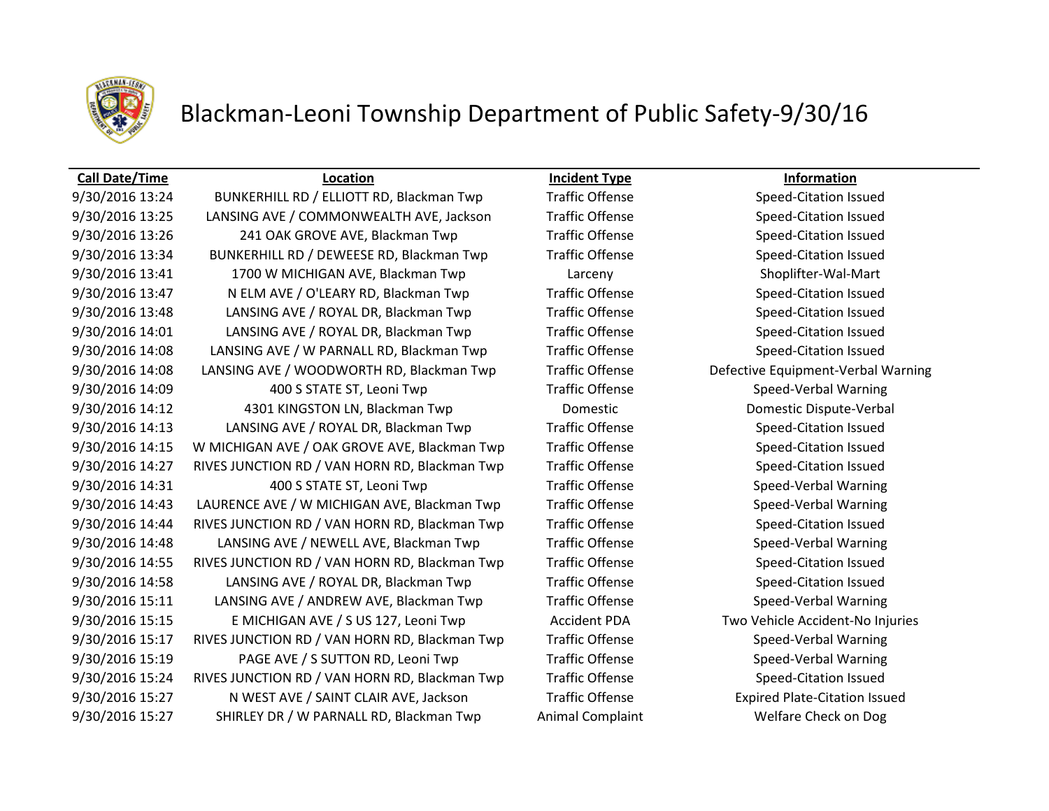# Blackman-Leoni Township Department of Public Safety-9/30/16

| Call Date/Time | Location | Incident Type | Information |
|---|---|---|---|
| 9/30/2016 13:24 | BUNKERHILL RD / ELLIOTT RD, Blackman Twp | Traffic Offense | Speed-Citation Issued |
| 9/30/2016 13:25 | LANSING AVE / COMMONWEALTH AVE, Jackson | Traffic Offense | Speed-Citation Issued |
| 9/30/2016 13:26 | 241 OAK GROVE AVE, Blackman Twp | Traffic Offense | Speed-Citation Issued |
| 9/30/2016 13:34 | BUNKERHILL RD / DEWEESE RD, Blackman Twp | Traffic Offense | Speed-Citation Issued |
| 9/30/2016 13:41 | 1700 W MICHIGAN AVE, Blackman Twp | Larceny | Shoplifter-Wal-Mart |
| 9/30/2016 13:47 | N ELM AVE / O'LEARY RD, Blackman Twp | Traffic Offense | Speed-Citation Issued |
| 9/30/2016 13:48 | LANSING AVE / ROYAL DR, Blackman Twp | Traffic Offense | Speed-Citation Issued |
| 9/30/2016 14:01 | LANSING AVE / ROYAL DR, Blackman Twp | Traffic Offense | Speed-Citation Issued |
| 9/30/2016 14:08 | LANSING AVE / W PARNALL RD, Blackman Twp | Traffic Offense | Speed-Citation Issued |
| 9/30/2016 14:08 | LANSING AVE / WOODWORTH RD, Blackman Twp | Traffic Offense | Defective Equipment-Verbal Warning |
| 9/30/2016 14:09 | 400 S STATE ST, Leoni Twp | Traffic Offense | Speed-Verbal Warning |
| 9/30/2016 14:12 | 4301 KINGSTON LN, Blackman Twp | Domestic | Domestic Dispute-Verbal |
| 9/30/2016 14:13 | LANSING AVE / ROYAL DR, Blackman Twp | Traffic Offense | Speed-Citation Issued |
| 9/30/2016 14:15 | W MICHIGAN AVE / OAK GROVE AVE, Blackman Twp | Traffic Offense | Speed-Citation Issued |
| 9/30/2016 14:27 | RIVES JUNCTION RD / VAN HORN RD, Blackman Twp | Traffic Offense | Speed-Citation Issued |
| 9/30/2016 14:31 | 400 S STATE ST, Leoni Twp | Traffic Offense | Speed-Verbal Warning |
| 9/30/2016 14:43 | LAURENCE AVE / W MICHIGAN AVE, Blackman Twp | Traffic Offense | Speed-Verbal Warning |
| 9/30/2016 14:44 | RIVES JUNCTION RD / VAN HORN RD, Blackman Twp | Traffic Offense | Speed-Citation Issued |
| 9/30/2016 14:48 | LANSING AVE / NEWELL AVE, Blackman Twp | Traffic Offense | Speed-Verbal Warning |
| 9/30/2016 14:55 | RIVES JUNCTION RD / VAN HORN RD, Blackman Twp | Traffic Offense | Speed-Citation Issued |
| 9/30/2016 14:58 | LANSING AVE / ROYAL DR, Blackman Twp | Traffic Offense | Speed-Citation Issued |
| 9/30/2016 15:11 | LANSING AVE / ANDREW AVE, Blackman Twp | Traffic Offense | Speed-Verbal Warning |
| 9/30/2016 15:15 | E MICHIGAN AVE / S US 127, Leoni Twp | Accident PDA | Two Vehicle Accident-No Injuries |
| 9/30/2016 15:17 | RIVES JUNCTION RD / VAN HORN RD, Blackman Twp | Traffic Offense | Speed-Verbal Warning |
| 9/30/2016 15:19 | PAGE AVE / S SUTTON RD, Leoni Twp | Traffic Offense | Speed-Verbal Warning |
| 9/30/2016 15:24 | RIVES JUNCTION RD / VAN HORN RD, Blackman Twp | Traffic Offense | Speed-Citation Issued |
| 9/30/2016 15:27 | N WEST AVE / SAINT CLAIR AVE, Jackson | Traffic Offense | Expired Plate-Citation Issued |
| 9/30/2016 15:27 | SHIRLEY DR / W PARNALL RD, Blackman Twp | Animal Complaint | Welfare Check on Dog |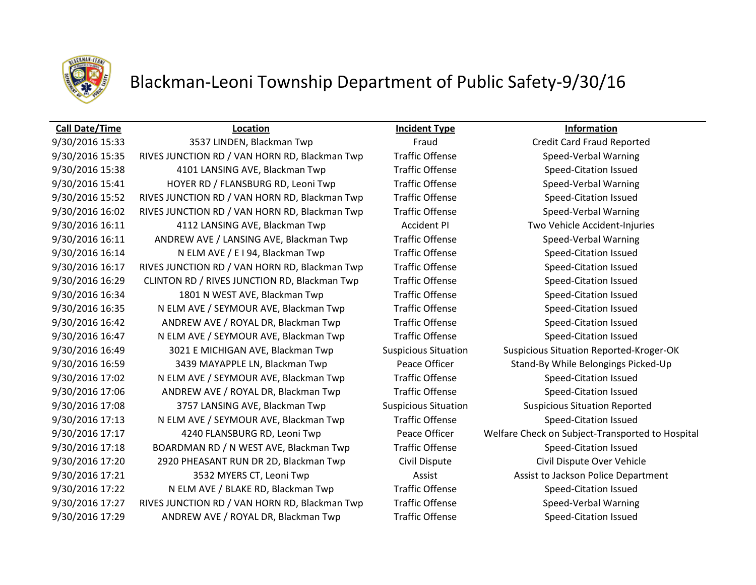# Blackman-Leoni Township Department of Public Safety-9/30/16

| Call Date/Time | Location | Incident Type | Information |
|---|---|---|---|
| 9/30/2016 15:33 | 3537 LINDEN, Blackman Twp | Fraud | Credit Card Fraud Reported |
| 9/30/2016 15:35 | RIVES JUNCTION RD / VAN HORN RD, Blackman Twp | Traffic Offense | Speed-Verbal Warning |
| 9/30/2016 15:38 | 4101 LANSING AVE, Blackman Twp | Traffic Offense | Speed-Citation Issued |
| 9/30/2016 15:41 | HOYER RD / FLANSBURG RD, Leoni Twp | Traffic Offense | Speed-Verbal Warning |
| 9/30/2016 15:52 | RIVES JUNCTION RD / VAN HORN RD, Blackman Twp | Traffic Offense | Speed-Citation Issued |
| 9/30/2016 16:02 | RIVES JUNCTION RD / VAN HORN RD, Blackman Twp | Traffic Offense | Speed-Verbal Warning |
| 9/30/2016 16:11 | 4112 LANSING AVE, Blackman Twp | Accident PI | Two Vehicle Accident-Injuries |
| 9/30/2016 16:11 | ANDREW AVE / LANSING AVE, Blackman Twp | Traffic Offense | Speed-Verbal Warning |
| 9/30/2016 16:14 | N ELM AVE / E I 94, Blackman Twp | Traffic Offense | Speed-Citation Issued |
| 9/30/2016 16:17 | RIVES JUNCTION RD / VAN HORN RD, Blackman Twp | Traffic Offense | Speed-Citation Issued |
| 9/30/2016 16:29 | CLINTON RD / RIVES JUNCTION RD, Blackman Twp | Traffic Offense | Speed-Citation Issued |
| 9/30/2016 16:34 | 1801 N WEST AVE, Blackman Twp | Traffic Offense | Speed-Citation Issued |
| 9/30/2016 16:35 | N ELM AVE / SEYMOUR AVE, Blackman Twp | Traffic Offense | Speed-Citation Issued |
| 9/30/2016 16:42 | ANDREW AVE / ROYAL DR, Blackman Twp | Traffic Offense | Speed-Citation Issued |
| 9/30/2016 16:47 | N ELM AVE / SEYMOUR AVE, Blackman Twp | Traffic Offense | Speed-Citation Issued |
| 9/30/2016 16:49 | 3021 E MICHIGAN AVE, Blackman Twp | Suspicious Situation | Suspicious Situation Reported-Kroger-OK |
| 9/30/2016 16:59 | 3439 MAYAPPLE LN, Blackman Twp | Peace Officer | Stand-By While Belongings Picked-Up |
| 9/30/2016 17:02 | N ELM AVE / SEYMOUR AVE, Blackman Twp | Traffic Offense | Speed-Citation Issued |
| 9/30/2016 17:06 | ANDREW AVE / ROYAL DR, Blackman Twp | Traffic Offense | Speed-Citation Issued |
| 9/30/2016 17:08 | 3757 LANSING AVE, Blackman Twp | Suspicious Situation | Suspicious Situation Reported |
| 9/30/2016 17:13 | N ELM AVE / SEYMOUR AVE, Blackman Twp | Traffic Offense | Speed-Citation Issued |
| 9/30/2016 17:17 | 4240 FLANSBURG RD, Leoni Twp | Peace Officer | Welfare Check on Subject-Transported to Hospital |
| 9/30/2016 17:18 | BOARDMAN RD / N WEST AVE, Blackman Twp | Traffic Offense | Speed-Citation Issued |
| 9/30/2016 17:20 | 2920 PHEASANT RUN DR 2D, Blackman Twp | Civil Dispute | Civil Dispute Over Vehicle |
| 9/30/2016 17:21 | 3532 MYERS CT, Leoni Twp | Assist | Assist to Jackson Police Department |
| 9/30/2016 17:22 | N ELM AVE / BLAKE RD, Blackman Twp | Traffic Offense | Speed-Citation Issued |
| 9/30/2016 17:27 | RIVES JUNCTION RD / VAN HORN RD, Blackman Twp | Traffic Offense | Speed-Verbal Warning |
| 9/30/2016 17:29 | ANDREW AVE / ROYAL DR, Blackman Twp | Traffic Offense | Speed-Citation Issued |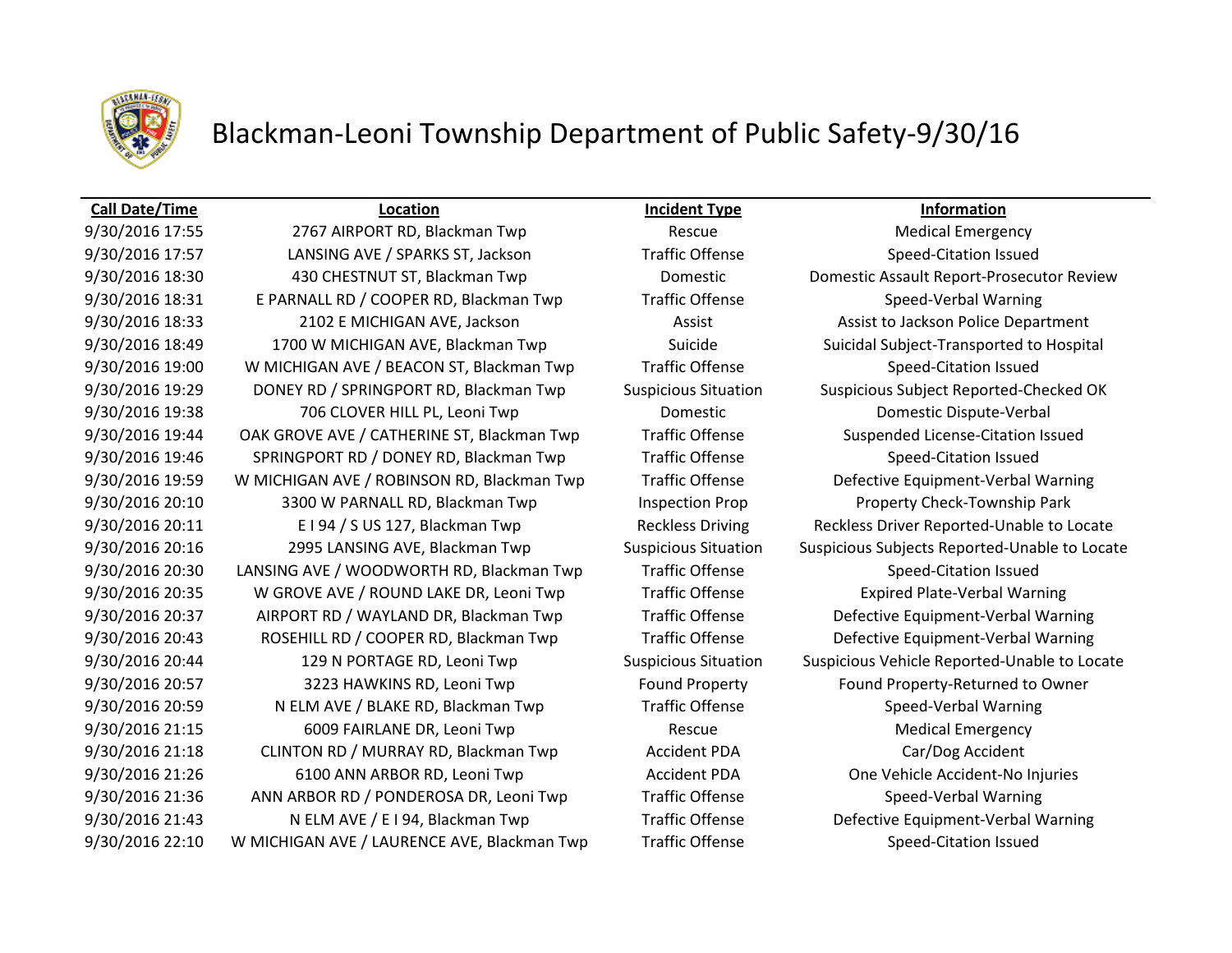# Blackman-Leoni Township Department of Public Safety-9/30/16

| Call Date/Time | Location | Incident Type | Information |
|---|---|---|---|
| 9/30/2016 17:55 | 2767 AIRPORT RD, Blackman Twp | Rescue | Medical Emergency |
| 9/30/2016 17:57 | LANSING AVE / SPARKS ST, Jackson | Traffic Offense | Speed-Citation Issued |
| 9/30/2016 18:30 | 430 CHESTNUT ST, Blackman Twp | Domestic | Domestic Assault Report-Prosecutor Review |
| 9/30/2016 18:31 | E PARNALL RD / COOPER RD, Blackman Twp | Traffic Offense | Speed-Verbal Warning |
| 9/30/2016 18:33 | 2102 E MICHIGAN AVE, Jackson | Assist | Assist to Jackson Police Department |
| 9/30/2016 18:49 | 1700 W MICHIGAN AVE, Blackman Twp | Suicide | Suicidal Subject-Transported to Hospital |
| 9/30/2016 19:00 | W MICHIGAN AVE / BEACON ST, Blackman Twp | Traffic Offense | Speed-Citation Issued |
| 9/30/2016 19:29 | DONEY RD / SPRINGPORT RD, Blackman Twp | Suspicious Situation | Suspicious Subject Reported-Checked OK |
| 9/30/2016 19:38 | 706 CLOVER HILL PL, Leoni Twp | Domestic | Domestic Dispute-Verbal |
| 9/30/2016 19:44 | OAK GROVE AVE / CATHERINE ST, Blackman Twp | Traffic Offense | Suspended License-Citation Issued |
| 9/30/2016 19:46 | SPRINGPORT RD / DONEY RD, Blackman Twp | Traffic Offense | Speed-Citation Issued |
| 9/30/2016 19:59 | W MICHIGAN AVE / ROBINSON RD, Blackman Twp | Traffic Offense | Defective Equipment-Verbal Warning |
| 9/30/2016 20:10 | 3300 W PARNALL RD, Blackman Twp | Inspection Prop | Property Check-Township Park |
| 9/30/2016 20:11 | E I 94 / S US 127, Blackman Twp | Reckless Driving | Reckless Driver Reported-Unable to Locate |
| 9/30/2016 20:16 | 2995 LANSING AVE, Blackman Twp | Suspicious Situation | Suspicious Subjects Reported-Unable to Locate |
| 9/30/2016 20:30 | LANSING AVE / WOODWORTH RD, Blackman Twp | Traffic Offense | Speed-Citation Issued |
| 9/30/2016 20:35 | W GROVE AVE / ROUND LAKE DR, Leoni Twp | Traffic Offense | Expired Plate-Verbal Warning |
| 9/30/2016 20:37 | AIRPORT RD / WAYLAND DR, Blackman Twp | Traffic Offense | Defective Equipment-Verbal Warning |
| 9/30/2016 20:43 | ROSEHILL RD / COOPER RD, Blackman Twp | Traffic Offense | Defective Equipment-Verbal Warning |
| 9/30/2016 20:44 | 129 N PORTAGE RD, Leoni Twp | Suspicious Situation | Suspicious Vehicle Reported-Unable to Locate |
| 9/30/2016 20:57 | 3223 HAWKINS RD, Leoni Twp | Found Property | Found Property-Returned to Owner |
| 9/30/2016 20:59 | N ELM AVE / BLAKE RD, Blackman Twp | Traffic Offense | Speed-Verbal Warning |
| 9/30/2016 21:15 | 6009 FAIRLANE DR, Leoni Twp | Rescue | Medical Emergency |
| 9/30/2016 21:18 | CLINTON RD / MURRAY RD, Blackman Twp | Accident PDA | Car/Dog Accident |
| 9/30/2016 21:26 | 6100 ANN ARBOR RD, Leoni Twp | Accident PDA | One Vehicle Accident-No Injuries |
| 9/30/2016 21:36 | ANN ARBOR RD / PONDEROSA DR, Leoni Twp | Traffic Offense | Speed-Verbal Warning |
| 9/30/2016 21:43 | N ELM AVE / E I 94, Blackman Twp | Traffic Offense | Defective Equipment-Verbal Warning |
| 9/30/2016 22:10 | W MICHIGAN AVE / LAURENCE AVE, Blackman Twp | Traffic Offense | Speed-Citation Issued |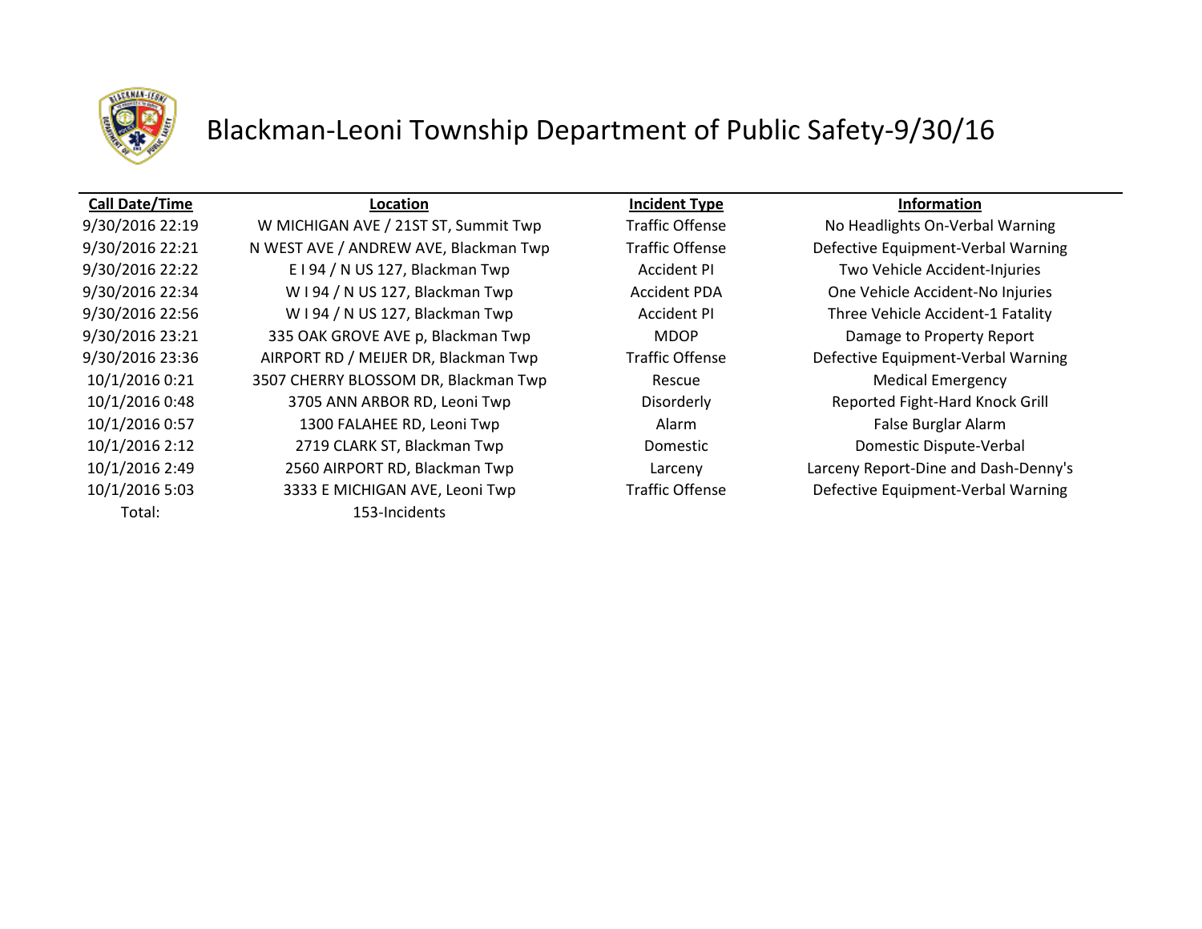# Blackman-Leoni Township Department of Public Safety-9/30/16

| Call Date/Time | Location | Incident Type | Information |
|---|---|---|---|
| 9/30/2016 22:19 | W MICHIGAN AVE / 21ST ST, Summit Twp | Traffic Offense | No Headlights On-Verbal Warning |
| 9/30/2016 22:21 | N WEST AVE / ANDREW AVE, Blackman Twp | Traffic Offense | Defective Equipment-Verbal Warning |
| 9/30/2016 22:22 | E I 94 / N US 127, Blackman Twp | Accident PI | Two Vehicle Accident-Injuries |
| 9/30/2016 22:34 | W I 94 / N US 127, Blackman Twp | Accident PDA | One Vehicle Accident-No Injuries |
| 9/30/2016 22:56 | W I 94 / N US 127, Blackman Twp | Accident PI | Three Vehicle Accident-1 Fatality |
| 9/30/2016 23:21 | 335 OAK GROVE AVE p, Blackman Twp | MDOP | Damage to Property Report |
| 9/30/2016 23:36 | AIRPORT RD / MEIJER DR, Blackman Twp | Traffic Offense | Defective Equipment-Verbal Warning |
| 10/1/2016 0:21 | 3507 CHERRY BLOSSOM DR, Blackman Twp | Rescue | Medical Emergency |
| 10/1/2016 0:48 | 3705 ANN ARBOR RD, Leoni Twp | Disorderly | Reported Fight-Hard Knock Grill |
| 10/1/2016 0:57 | 1300 FALAHEE RD, Leoni Twp | Alarm | False Burglar Alarm |
| 10/1/2016 2:12 | 2719 CLARK ST, Blackman Twp | Domestic | Domestic Dispute-Verbal |
| 10/1/2016 2:49 | 2560 AIRPORT RD, Blackman Twp | Larceny | Larceny Report-Dine and Dash-Denny's |
| 10/1/2016 5:03 | 3333 E MICHIGAN AVE, Leoni Twp | Traffic Offense | Defective Equipment-Verbal Warning |
| Total: | 153-Incidents | | |